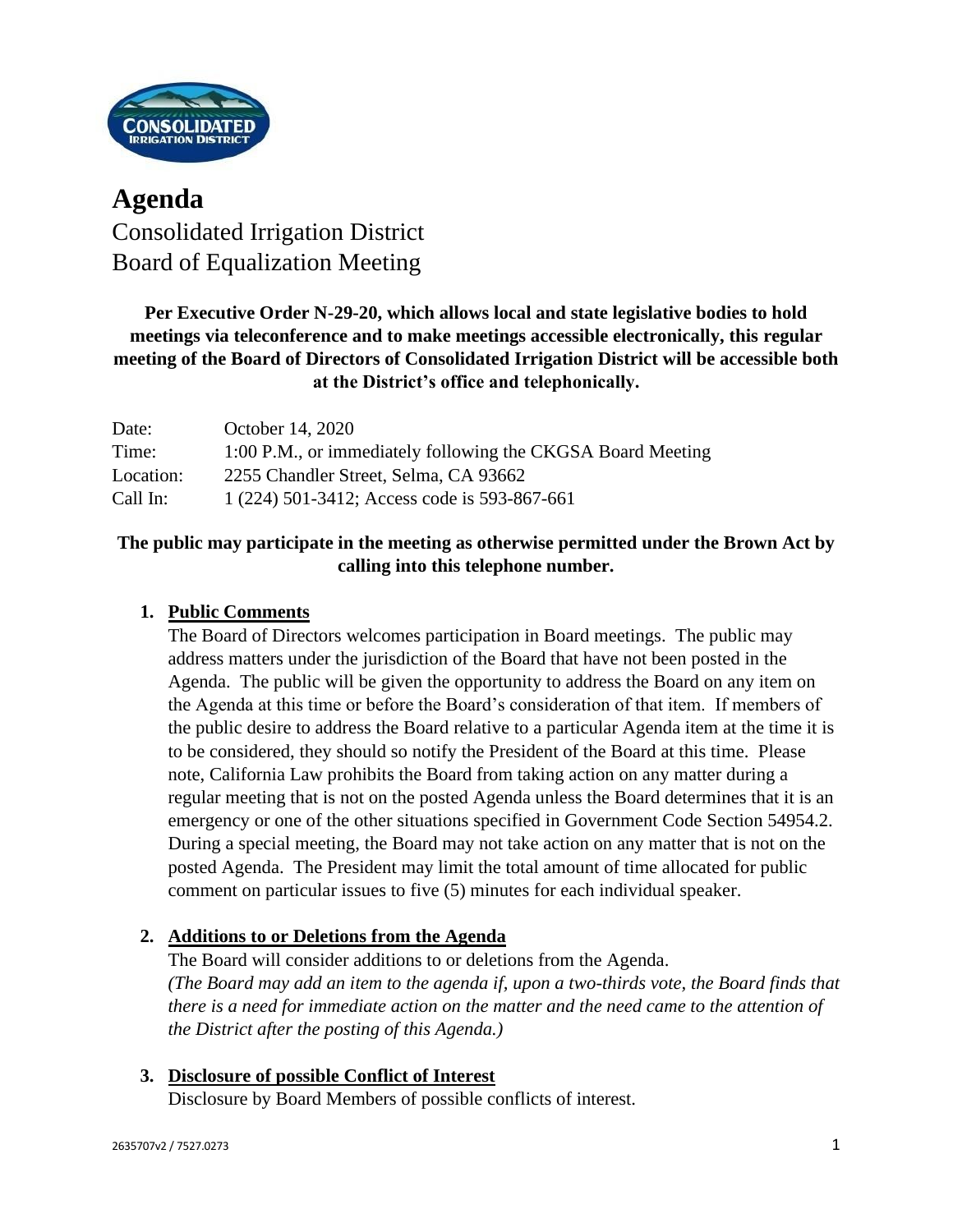# Agenda

Consolidated Irrigation District
Board of Equalization Meeting

**Per Executive Order N-29-20, which allows local and state legislative bodies to hold meetings via teleconference and to make meetings accessible electronically, this regular meeting of the Board of Directors of Consolidated Irrigation District will be accessible both at the District's office and telephonically.**

| | |
|---|---|
| Date: | October 14, 2020 |
| Time: | 1:00 P.M., or immediately following the CKGSA Board Meeting |
| Location: | 2255 Chandler Street, Selma, CA 93662 |
| Call In: | 1 (224) 501-3412; Access code is 593-867-661 |

**The public may participate in the meeting as otherwise permitted under the Brown Act by calling into this telephone number.**

1. **Public Comments**

   The Board of Directors welcomes participation in Board meetings. The public may address matters under the jurisdiction of the Board that have not been posted in the Agenda. The public will be given the opportunity to address the Board on any item on the Agenda at this time or before the Board's consideration of that item. If members of the public desire to address the Board relative to a particular Agenda item at the time it is to be considered, they should so notify the President of the Board at this time. Please note, California Law prohibits the Board from taking action on any matter during a regular meeting that is not on the posted Agenda unless the Board determines that it is an emergency or one of the other situations specified in Government Code Section 54954.2. During a special meeting, the Board may not take action on any matter that is not on the posted Agenda. The President may limit the total amount of time allocated for public comment on particular issues to five (5) minutes for each individual speaker.

2. **Additions to or Deletions from the Agenda**

   The Board will consider additions to or deletions from the Agenda.
   *(The Board may add an item to the agenda if, upon a two-thirds vote, the Board finds that there is a need for immediate action on the matter and the need came to the attention of the District after the posting of this Agenda.)*

3. **Disclosure of possible Conflict of Interest**

   Disclosure by Board Members of possible conflicts of interest.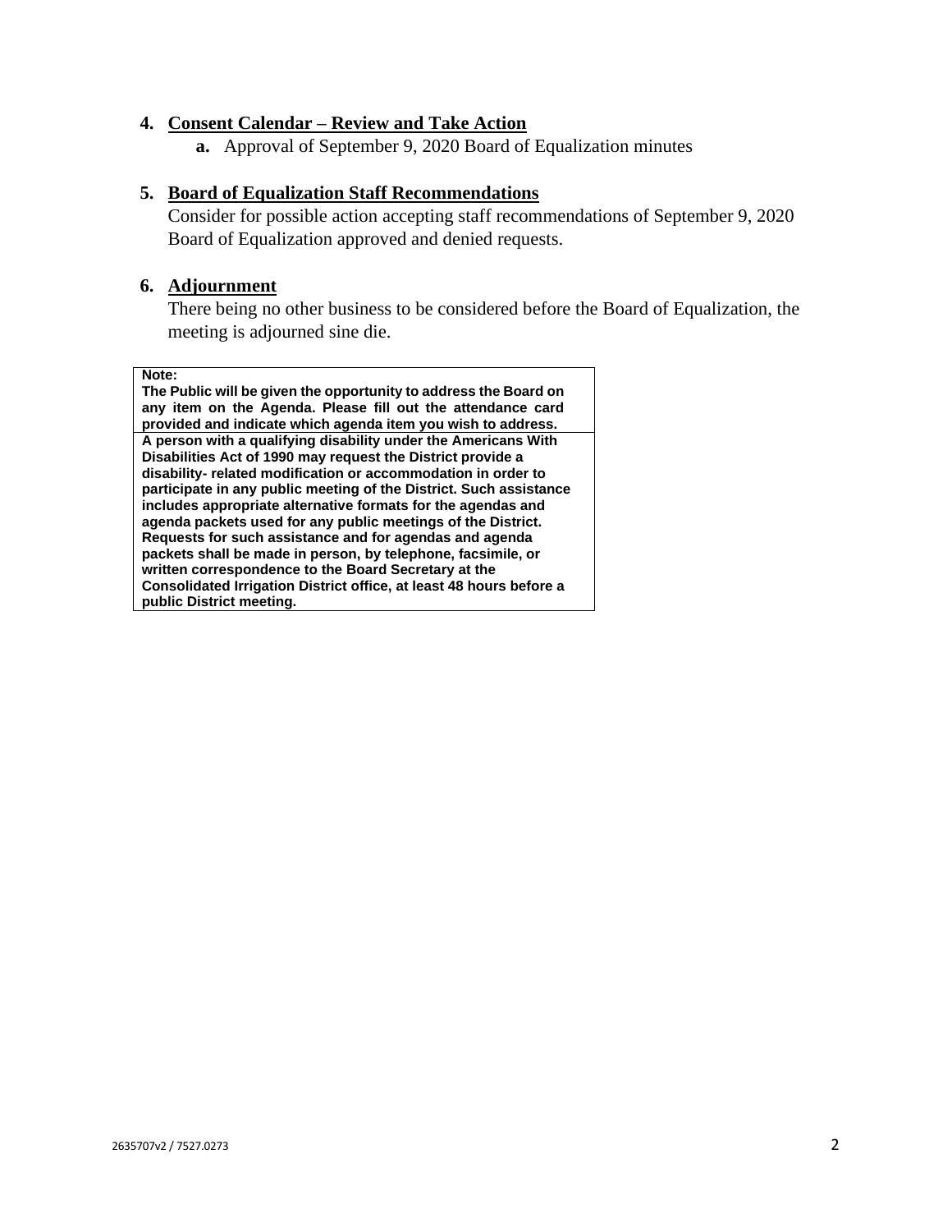4. **Consent Calendar – Review and Take Action**
   a. Approval of September 9, 2020 Board of Equalization minutes

5. **Board of Equalization Staff Recommendations**

   Consider for possible action accepting staff recommendations of September 9, 2020 Board of Equalization approved and denied requests.

6. **Adjournment**

   There being no other business to be considered before the Board of Equalization, the meeting is adjourned sine die.

| |
|---|
| **Note:**<br>**The Public will be given the opportunity to address the Board on any item on the Agenda. Please fill out the attendance card provided and indicate which agenda item you wish to address.** |
| **A person with a qualifying disability under the Americans With Disabilities Act of 1990 may request the District provide a disability- related modification or accommodation in order to participate in any public meeting of the District. Such assistance includes appropriate alternative formats for the agendas and agenda packets used for any public meetings of the District. Requests for such assistance and for agendas and agenda packets shall be made in person, by telephone, facsimile, or written correspondence to the Board Secretary at the Consolidated Irrigation District office, at least 48 hours before a public District meeting.** |

2635707v2 / 7527.0273